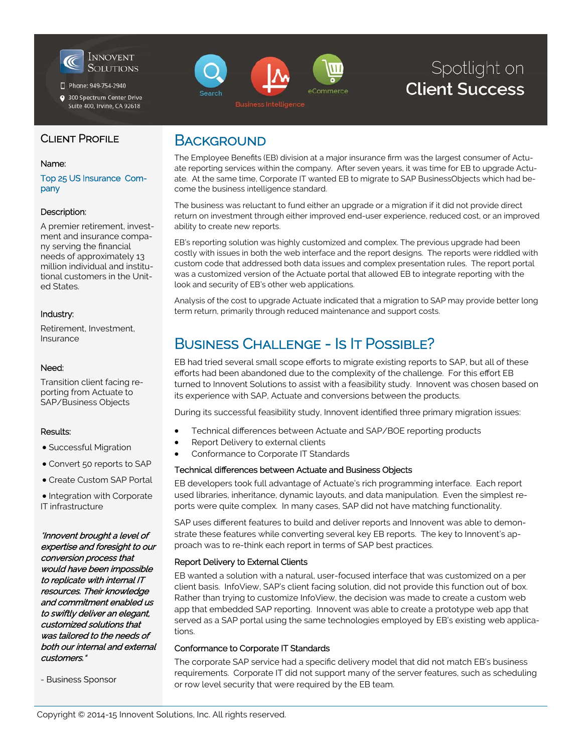Innovent Solutions

Phone: 949-754-2940

300 Spectrum Center Drive
Suite 400, Irvine, CA 92618

Search | Business Intelligence | eCommerce

# Spotlight on **Client Success**

## Client Profile

**Name:**

Top 25 US Insurance Company

**Description:**

A premier retirement, investment and insurance company serving the financial needs of approximately 13 million individual and institutional customers in the United States.

**Industry:**

Retirement, Investment, Insurance

**Need:**

Transition client facing reporting from Actuate to SAP/Business Objects

**Results:**

- Successful Migration
- Convert 50 reports to SAP
- Create Custom SAP Portal
- Integration with Corporate IT infrastructure

*"Innovent brought a level of expertise and foresight to our conversion process that would have been impossible to replicate with internal IT resources. Their knowledge and commitment enabled us to swiftly deliver an elegant, customized solutions that was tailored to the needs of both our internal and external customers."*

- Business Sponsor

## Background

The Employee Benefits (EB) division at a major insurance firm was the largest consumer of Actuate reporting services within the company. After seven years, it was time for EB to upgrade Actuate. At the same time, Corporate IT wanted EB to migrate to SAP BusinessObjects which had become the business intelligence standard.

The business was reluctant to fund either an upgrade or a migration if it did not provide direct return on investment through either improved end-user experience, reduced cost, or an improved ability to create new reports.

EB's reporting solution was highly customized and complex. The previous upgrade had been costly with issues in both the web interface and the report designs. The reports were riddled with custom code that addressed both data issues and complex presentation rules. The report portal was a customized version of the Actuate portal that allowed EB to integrate reporting with the look and security of EB's other web applications.

Analysis of the cost to upgrade Actuate indicated that a migration to SAP may provide better long term return, primarily through reduced maintenance and support costs.

## Business Challenge - Is It Possible?

EB had tried several small scope efforts to migrate existing reports to SAP, but all of these efforts had been abandoned due to the complexity of the challenge. For this effort EB turned to Innovent Solutions to assist with a feasibility study. Innovent was chosen based on its experience with SAP, Actuate and conversions between the products.

During its successful feasibility study, Innovent identified three primary migration issues:

- Technical differences between Actuate and SAP/BOE reporting products
- Report Delivery to external clients
- Conformance to Corporate IT Standards

### Technical differences between Actuate and Business Objects

EB developers took full advantage of Actuate's rich programming interface. Each report used libraries, inheritance, dynamic layouts, and data manipulation. Even the simplest reports were quite complex. In many cases, SAP did not have matching functionality.

SAP uses different features to build and deliver reports and Innovent was able to demonstrate these features while converting several key EB reports. The key to Innovent's approach was to re-think each report in terms of SAP best practices.

### Report Delivery to External Clients

EB wanted a solution with a natural, user-focused interface that was customized on a per client basis. InfoView, SAP's client facing solution, did not provide this function out of box. Rather than trying to customize InfoView, the decision was made to create a custom web app that embedded SAP reporting. Innovent was able to create a prototype web app that served as a SAP portal using the same technologies employed by EB's existing web applications.

### Conformance to Corporate IT Standards

The corporate SAP service had a specific delivery model that did not match EB's business requirements. Corporate IT did not support many of the server features, such as scheduling or row level security that were required by the EB team.

Copyright © 2014-15 Innovent Solutions, Inc. All rights reserved.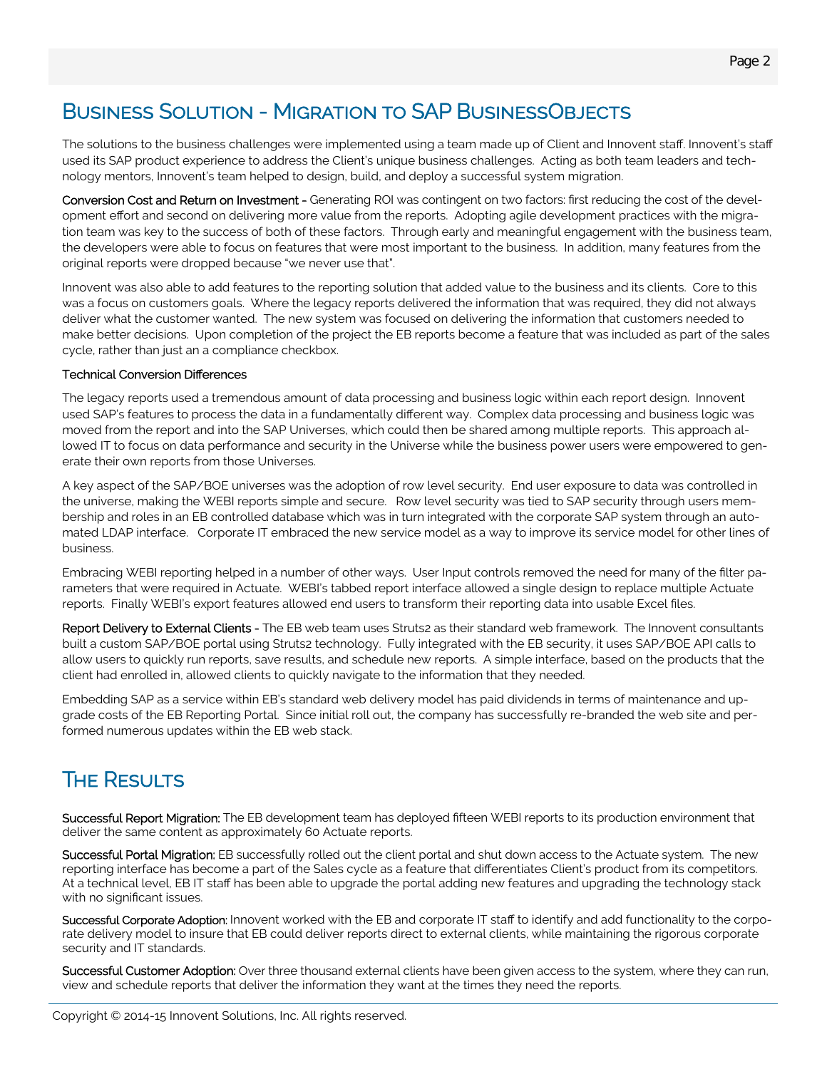## Business Solution - Migration to SAP BusinessObjects

The solutions to the business challenges were implemented using a team made up of Client and Innovent staff. Innovent's staff used its SAP product experience to address the Client's unique business challenges. Acting as both team leaders and technology mentors, Innovent's team helped to design, build, and deploy a successful system migration.

**Conversion Cost and Return on Investment -** Generating ROI was contingent on two factors: first reducing the cost of the development effort and second on delivering more value from the reports. Adopting agile development practices with the migration team was key to the success of both of these factors. Through early and meaningful engagement with the business team, the developers were able to focus on features that were most important to the business. In addition, many features from the original reports were dropped because "we never use that".

Innovent was also able to add features to the reporting solution that added value to the business and its clients. Core to this was a focus on customers goals. Where the legacy reports delivered the information that was required, they did not always deliver what the customer wanted. The new system was focused on delivering the information that customers needed to make better decisions. Upon completion of the project the EB reports become a feature that was included as part of the sales cycle, rather than just an a compliance checkbox.

**Technical Conversion Differences**

The legacy reports used a tremendous amount of data processing and business logic within each report design. Innovent used SAP's features to process the data in a fundamentally different way. Complex data processing and business logic was moved from the report and into the SAP Universes, which could then be shared among multiple reports. This approach allowed IT to focus on data performance and security in the Universe while the business power users were empowered to generate their own reports from those Universes.

A key aspect of the SAP/BOE universes was the adoption of row level security. End user exposure to data was controlled in the universe, making the WEBI reports simple and secure. Row level security was tied to SAP security through users membership and roles in an EB controlled database which was in turn integrated with the corporate SAP system through an automated LDAP interface. Corporate IT embraced the new service model as a way to improve its service model for other lines of business.

Embracing WEBI reporting helped in a number of other ways. User Input controls removed the need for many of the filter parameters that were required in Actuate. WEBI's tabbed report interface allowed a single design to replace multiple Actuate reports. Finally WEBI's export features allowed end users to transform their reporting data into usable Excel files.

**Report Delivery to External Clients -** The EB web team uses Struts2 as their standard web framework. The Innovent consultants built a custom SAP/BOE portal using Struts2 technology. Fully integrated with the EB security, it uses SAP/BOE API calls to allow users to quickly run reports, save results, and schedule new reports. A simple interface, based on the products that the client had enrolled in, allowed clients to quickly navigate to the information that they needed.

Embedding SAP as a service within EB's standard web delivery model has paid dividends in terms of maintenance and upgrade costs of the EB Reporting Portal. Since initial roll out, the company has successfully re-branded the web site and performed numerous updates within the EB web stack.

## The Results

**Successful Report Migration:** The EB development team has deployed fifteen WEBI reports to its production environment that deliver the same content as approximately 60 Actuate reports.

**Successful Portal Migration:** EB successfully rolled out the client portal and shut down access to the Actuate system. The new reporting interface has become a part of the Sales cycle as a feature that differentiates Client's product from its competitors. At a technical level, EB IT staff has been able to upgrade the portal adding new features and upgrading the technology stack with no significant issues.

**Successful Corporate Adoption:** Innovent worked with the EB and corporate IT staff to identify and add functionality to the corporate delivery model to insure that EB could deliver reports direct to external clients, while maintaining the rigorous corporate security and IT standards.

**Successful Customer Adoption:** Over three thousand external clients have been given access to the system, where they can run, view and schedule reports that deliver the information they want at the times they need the reports.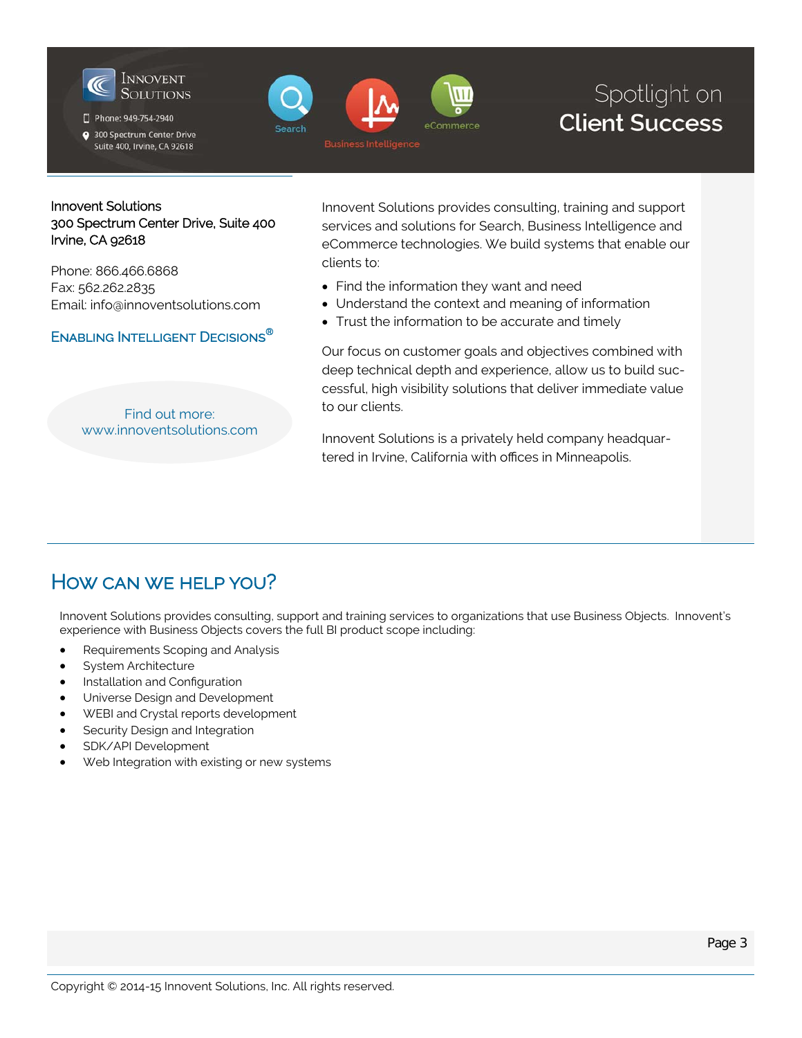Innovent Solutions

Phone: 949-754-2940

300 Spectrum Center Drive
Suite 400, Irvine, CA 92618

Search

Business Intelligence

eCommerce

Spotlight on
**Client Success**

**Innovent Solutions**
**300 Spectrum Center Drive, Suite 400**
**Irvine, CA 92618**

Phone: 866.466.6868
Fax: 562.262.2835
Email: info@innoventsolutions.com

ENABLING INTELLIGENT DECISIONS®

Find out more:
www.innoventsolutions.com

Innovent Solutions provides consulting, training and support services and solutions for Search, Business Intelligence and eCommerce technologies. We build systems that enable our clients to:

- Find the information they want and need
- Understand the context and meaning of information
- Trust the information to be accurate and timely

Our focus on customer goals and objectives combined with deep technical depth and experience, allow us to build successful, high visibility solutions that deliver immediate value to our clients.

Innovent Solutions is a privately held company headquartered in Irvine, California with offices in Minneapolis.

## How can we help you?

Innovent Solutions provides consulting, support and training services to organizations that use Business Objects. Innovent's experience with Business Objects covers the full BI product scope including:

- Requirements Scoping and Analysis
- System Architecture
- Installation and Configuration
- Universe Design and Development
- WEBI and Crystal reports development
- Security Design and Integration
- SDK/API Development
- Web Integration with existing or new systems

Copyright © 2014-15 Innovent Solutions, Inc. All rights reserved.